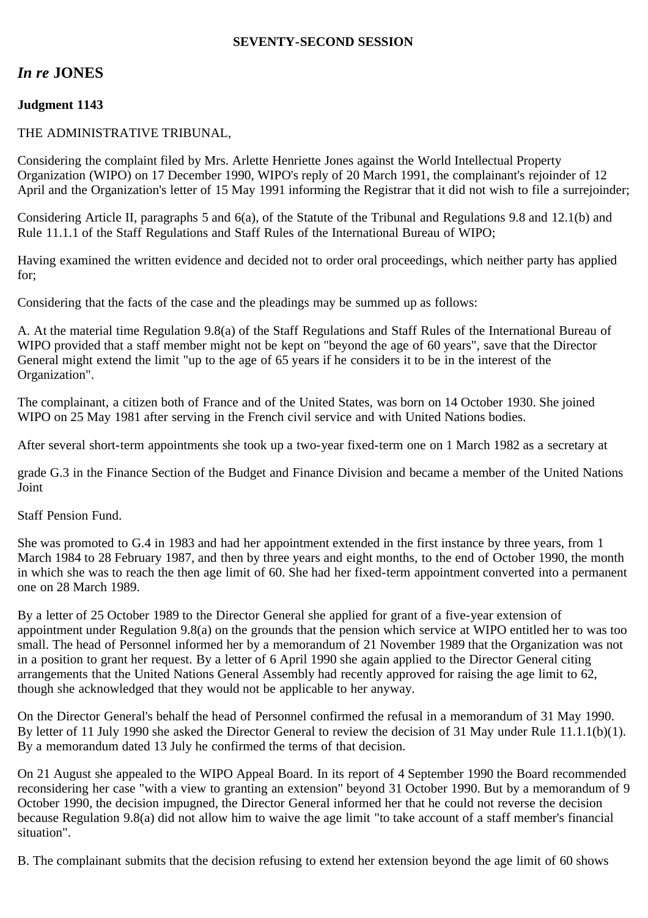**SEVENTY-SECOND SESSION**

## *In re* **JONES**

**Judgment 1143**

THE ADMINISTRATIVE TRIBUNAL,

Considering the complaint filed by Mrs. Arlette Henriette Jones against the World Intellectual Property Organization (WIPO) on 17 December 1990, WIPO's reply of 20 March 1991, the complainant's rejoinder of 12 April and the Organization's letter of 15 May 1991 informing the Registrar that it did not wish to file a surrejoinder;

Considering Article II, paragraphs 5 and 6(a), of the Statute of the Tribunal and Regulations 9.8 and 12.1(b) and Rule 11.1.1 of the Staff Regulations and Staff Rules of the International Bureau of WIPO;

Having examined the written evidence and decided not to order oral proceedings, which neither party has applied for;

Considering that the facts of the case and the pleadings may be summed up as follows:

A. At the material time Regulation 9.8(a) of the Staff Regulations and Staff Rules of the International Bureau of WIPO provided that a staff member might not be kept on "beyond the age of 60 years", save that the Director General might extend the limit "up to the age of 65 years if he considers it to be in the interest of the Organization".

The complainant, a citizen both of France and of the United States, was born on 14 October 1930. She joined WIPO on 25 May 1981 after serving in the French civil service and with United Nations bodies.

After several short-term appointments she took up a two-year fixed-term one on 1 March 1982 as a secretary at grade G.3 in the Finance Section of the Budget and Finance Division and became a member of the United Nations Joint Staff Pension Fund.

She was promoted to G.4 in 1983 and had her appointment extended in the first instance by three years, from 1 March 1984 to 28 February 1987, and then by three years and eight months, to the end of October 1990, the month in which she was to reach the then age limit of 60. She had her fixed-term appointment converted into a permanent one on 28 March 1989.

By a letter of 25 October 1989 to the Director General she applied for grant of a five-year extension of appointment under Regulation 9.8(a) on the grounds that the pension which service at WIPO entitled her to was too small. The head of Personnel informed her by a memorandum of 21 November 1989 that the Organization was not in a position to grant her request. By a letter of 6 April 1990 she again applied to the Director General citing arrangements that the United Nations General Assembly had recently approved for raising the age limit to 62, though she acknowledged that they would not be applicable to her anyway.

On the Director General's behalf the head of Personnel confirmed the refusal in a memorandum of 31 May 1990. By letter of 11 July 1990 she asked the Director General to review the decision of 31 May under Rule 11.1.1(b)(1). By a memorandum dated 13 July he confirmed the terms of that decision.

On 21 August she appealed to the WIPO Appeal Board. In its report of 4 September 1990 the Board recommended reconsidering her case "with a view to granting an extension" beyond 31 October 1990. But by a memorandum of 9 October 1990, the decision impugned, the Director General informed her that he could not reverse the decision because Regulation 9.8(a) did not allow him to waive the age limit "to take account of a staff member's financial situation".

B. The complainant submits that the decision refusing to extend her extension beyond the age limit of 60 shows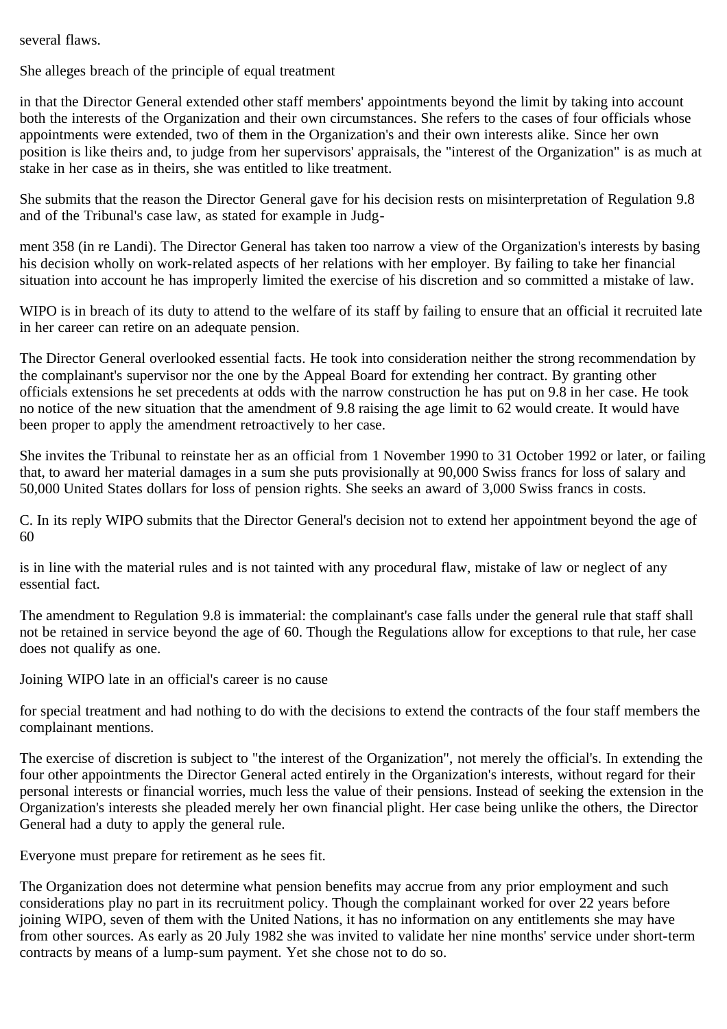several flaws.

She alleges breach of the principle of equal treatment in that the Director General extended other staff members' appointments beyond the limit by taking into account both the interests of the Organization and their own circumstances. She refers to the cases of four officials whose appointments were extended, two of them in the Organization's and their own interests alike. Since her own position is like theirs and, to judge from her supervisors' appraisals, the "interest of the Organization" is as much at stake in her case as in theirs, she was entitled to like treatment.

She submits that the reason the Director General gave for his decision rests on misinterpretation of Regulation 9.8 and of the Tribunal's case law, as stated for example in Judgment 358 (in re Landi). The Director General has taken too narrow a view of the Organization's interests by basing his decision wholly on work-related aspects of her relations with her employer. By failing to take her financial situation into account he has improperly limited the exercise of his discretion and so committed a mistake of law.

WIPO is in breach of its duty to attend to the welfare of its staff by failing to ensure that an official it recruited late in her career can retire on an adequate pension.

The Director General overlooked essential facts. He took into consideration neither the strong recommendation by the complainant's supervisor nor the one by the Appeal Board for extending her contract. By granting other officials extensions he set precedents at odds with the narrow construction he has put on 9.8 in her case. He took no notice of the new situation that the amendment of 9.8 raising the age limit to 62 would create. It would have been proper to apply the amendment retroactively to her case.

She invites the Tribunal to reinstate her as an official from 1 November 1990 to 31 October 1992 or later, or failing that, to award her material damages in a sum she puts provisionally at 90,000 Swiss francs for loss of salary and 50,000 United States dollars for loss of pension rights. She seeks an award of 3,000 Swiss francs in costs.

C. In its reply WIPO submits that the Director General's decision not to extend her appointment beyond the age of 60 is in line with the material rules and is not tainted with any procedural flaw, mistake of law or neglect of any essential fact.

The amendment to Regulation 9.8 is immaterial: the complainant's case falls under the general rule that staff shall not be retained in service beyond the age of 60. Though the Regulations allow for exceptions to that rule, her case does not qualify as one.

Joining WIPO late in an official's career is no cause for special treatment and had nothing to do with the decisions to extend the contracts of the four staff members the complainant mentions.

The exercise of discretion is subject to "the interest of the Organization", not merely the official's. In extending the four other appointments the Director General acted entirely in the Organization's interests, without regard for their personal interests or financial worries, much less the value of their pensions. Instead of seeking the extension in the Organization's interests she pleaded merely her own financial plight. Her case being unlike the others, the Director General had a duty to apply the general rule.

Everyone must prepare for retirement as he sees fit.

The Organization does not determine what pension benefits may accrue from any prior employment and such considerations play no part in its recruitment policy. Though the complainant worked for over 22 years before joining WIPO, seven of them with the United Nations, it has no information on any entitlements she may have from other sources. As early as 20 July 1982 she was invited to validate her nine months' service under short-term contracts by means of a lump-sum payment. Yet she chose not to do so.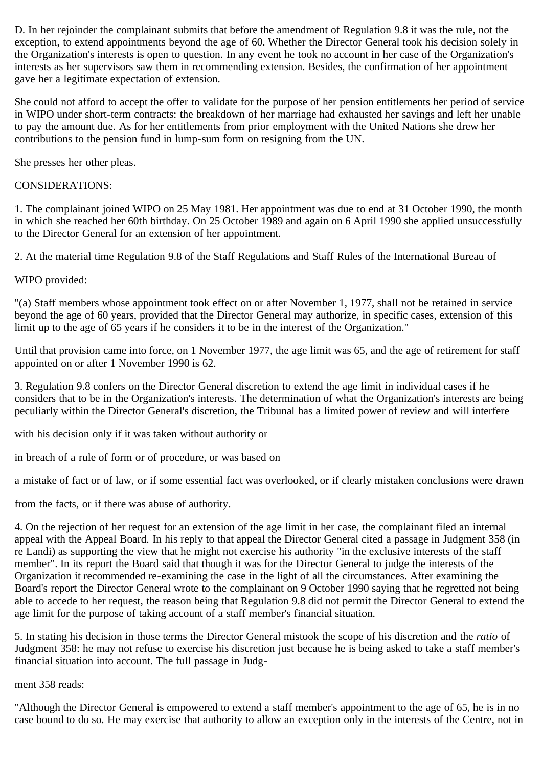D. In her rejoinder the complainant submits that before the amendment of Regulation 9.8 it was the rule, not the exception, to extend appointments beyond the age of 60. Whether the Director General took his decision solely in the Organization's interests is open to question. In any event he took no account in her case of the Organization's interests as her supervisors saw them in recommending extension. Besides, the confirmation of her appointment gave her a legitimate expectation of extension.

She could not afford to accept the offer to validate for the purpose of her pension entitlements her period of service in WIPO under short-term contracts: the breakdown of her marriage had exhausted her savings and left her unable to pay the amount due. As for her entitlements from prior employment with the United Nations she drew her contributions to the pension fund in lump-sum form on resigning from the UN.

She presses her other pleas.

CONSIDERATIONS:

1. The complainant joined WIPO on 25 May 1981. Her appointment was due to end at 31 October 1990, the month in which she reached her 60th birthday. On 25 October 1989 and again on 6 April 1990 she applied unsuccessfully to the Director General for an extension of her appointment.

2. At the material time Regulation 9.8 of the Staff Regulations and Staff Rules of the International Bureau of WIPO provided:

"(a) Staff members whose appointment took effect on or after November 1, 1977, shall not be retained in service beyond the age of 60 years, provided that the Director General may authorize, in specific cases, extension of this limit up to the age of 65 years if he considers it to be in the interest of the Organization."

Until that provision came into force, on 1 November 1977, the age limit was 65, and the age of retirement for staff appointed on or after 1 November 1990 is 62.

3. Regulation 9.8 confers on the Director General discretion to extend the age limit in individual cases if he considers that to be in the Organization's interests. The determination of what the Organization's interests are being peculiarly within the Director General's discretion, the Tribunal has a limited power of review and will interfere with his decision only if it was taken without authority or in breach of a rule of form or of procedure, or was based on a mistake of fact or of law, or if some essential fact was overlooked, or if clearly mistaken conclusions were drawn from the facts, or if there was abuse of authority.

4. On the rejection of her request for an extension of the age limit in her case, the complainant filed an internal appeal with the Appeal Board. In his reply to that appeal the Director General cited a passage in Judgment 358 (in re Landi) as supporting the view that he might not exercise his authority "in the exclusive interests of the staff member". In its report the Board said that though it was for the Director General to judge the interests of the Organization it recommended re-examining the case in the light of all the circumstances. After examining the Board's report the Director General wrote to the complainant on 9 October 1990 saying that he regretted not being able to accede to her request, the reason being that Regulation 9.8 did not permit the Director General to extend the age limit for the purpose of taking account of a staff member's financial situation.

5. In stating his decision in those terms the Director General mistook the scope of his discretion and the *ratio* of Judgment 358: he may not refuse to exercise his discretion just because he is being asked to take a staff member's financial situation into account. The full passage in Judgment 358 reads:

"Although the Director General is empowered to extend a staff member's appointment to the age of 65, he is in no case bound to do so. He may exercise that authority to allow an exception only in the interests of the Centre, not in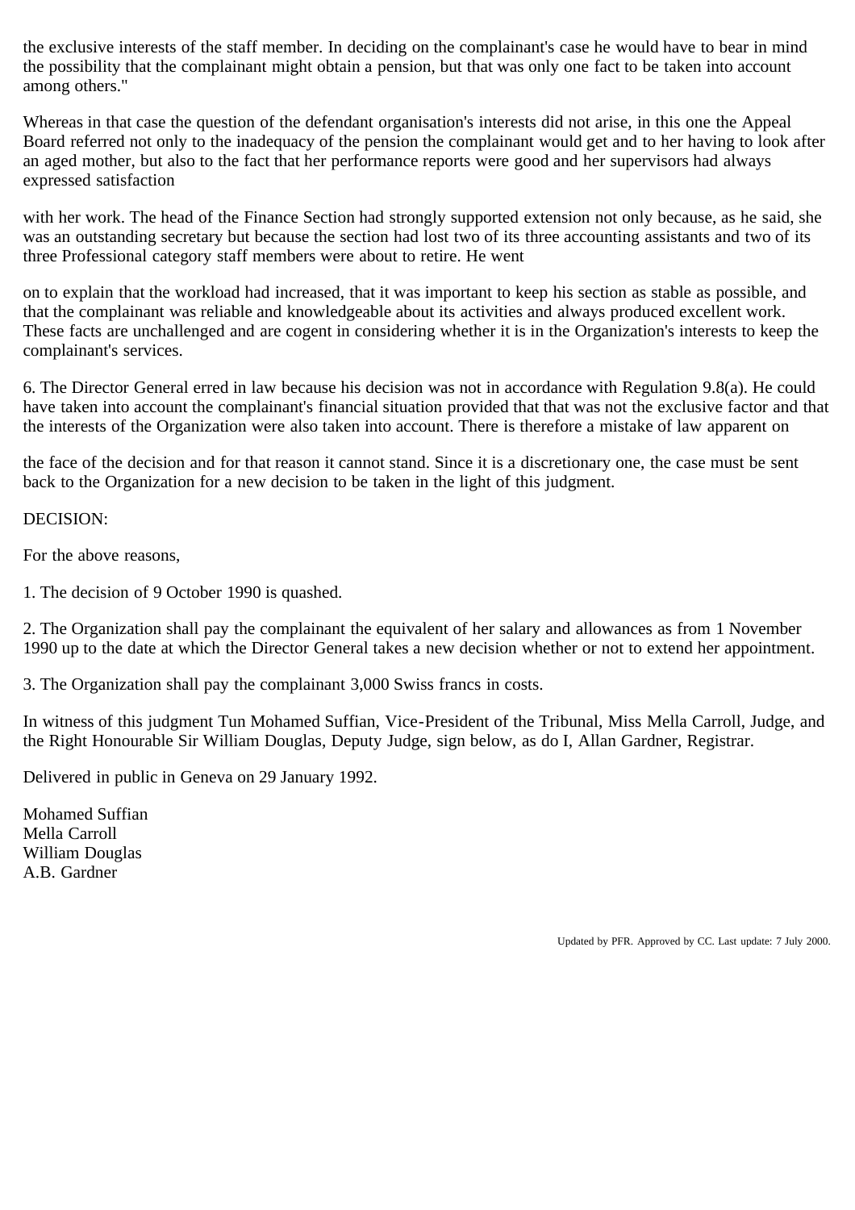the exclusive interests of the staff member. In deciding on the complainant's case he would have to bear in mind the possibility that the complainant might obtain a pension, but that was only one fact to be taken into account among others."

Whereas in that case the question of the defendant organisation's interests did not arise, in this one the Appeal Board referred not only to the inadequacy of the pension the complainant would get and to her having to look after an aged mother, but also to the fact that her performance reports were good and her supervisors had always expressed satisfaction

with her work. The head of the Finance Section had strongly supported extension not only because, as he said, she was an outstanding secretary but because the section had lost two of its three accounting assistants and two of its three Professional category staff members were about to retire. He went

on to explain that the workload had increased, that it was important to keep his section as stable as possible, and that the complainant was reliable and knowledgeable about its activities and always produced excellent work. These facts are unchallenged and are cogent in considering whether it is in the Organization's interests to keep the complainant's services.

6. The Director General erred in law because his decision was not in accordance with Regulation 9.8(a). He could have taken into account the complainant's financial situation provided that that was not the exclusive factor and that the interests of the Organization were also taken into account. There is therefore a mistake of law apparent on

the face of the decision and for that reason it cannot stand. Since it is a discretionary one, the case must be sent back to the Organization for a new decision to be taken in the light of this judgment.

DECISION:

For the above reasons,

1. The decision of 9 October 1990 is quashed.

2. The Organization shall pay the complainant the equivalent of her salary and allowances as from 1 November 1990 up to the date at which the Director General takes a new decision whether or not to extend her appointment.

3. The Organization shall pay the complainant 3,000 Swiss francs in costs.

In witness of this judgment Tun Mohamed Suffian, Vice-President of the Tribunal, Miss Mella Carroll, Judge, and the Right Honourable Sir William Douglas, Deputy Judge, sign below, as do I, Allan Gardner, Registrar.

Delivered in public in Geneva on 29 January 1992.

Mohamed Suffian
Mella Carroll
William Douglas
A.B. Gardner

Updated by PFR. Approved by CC. Last update: 7 July 2000.